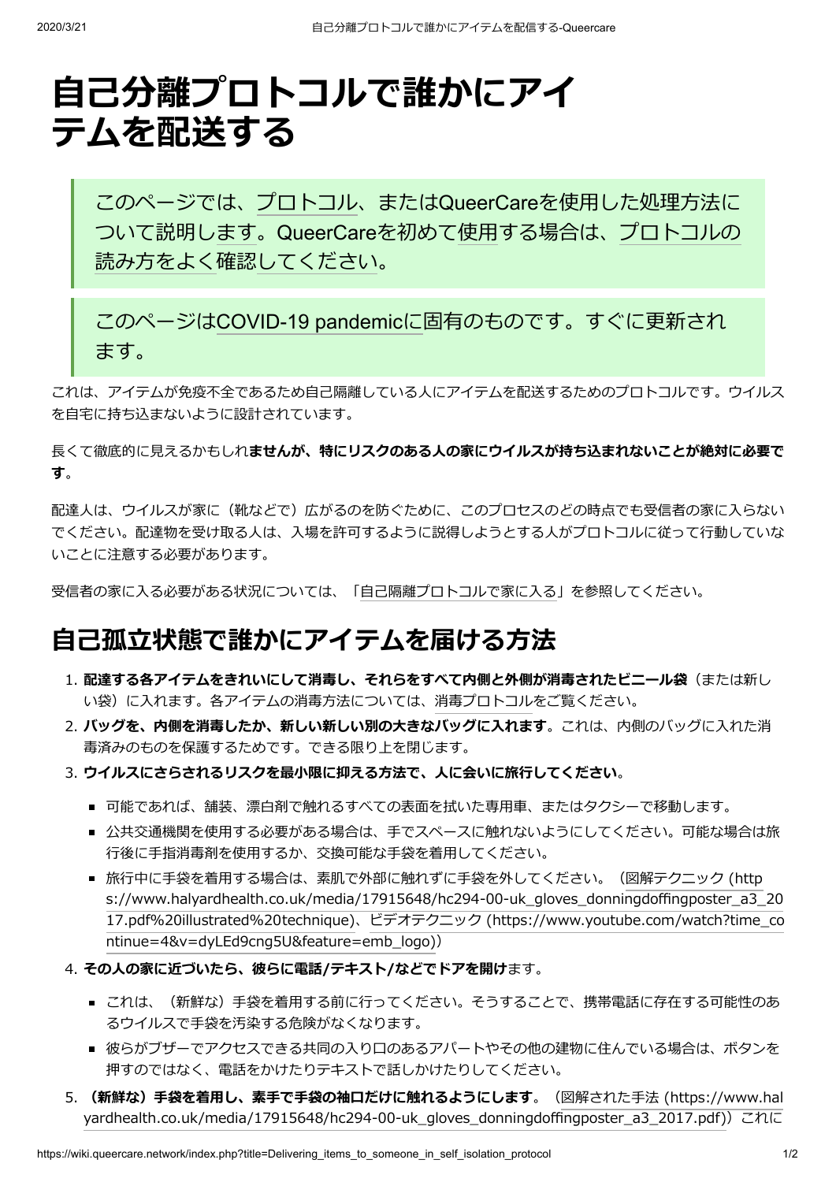# 自己分離プロトコルで誰かにアイテムを配送する

> このページでは、プロトコル、またはQueerCareを使用した処理方法について説明します。QueerCareを初めて使用する場合は、プロトコルの読み方をよく確認してください。

> このページはCOVID-19 pandemicに固有のものです。すぐに更新されます。

これは、アイテムが免疫不全であるため自己隔離している人にアイテムを配送するためのプロトコルです。ウイルスを自宅に持ち込まないように設計されています。

長くて徹底的に見えるかもしれ**ませんが、特にリスクのある人の家にウイルスが持ち込まれないことが絶対に必要です**。

配達人は、ウイルスが家に（靴などで）広がるのを防ぐために、このプロセスのどの時点でも受信者の家に入らないでください。配達物を受け取る人は、入場を許可するように説得しようとする人がプロトコルに従って行動していないことに注意する必要があります。

受信者の家に入る必要がある状況については、「自己隔離プロトコルで家に入る」を参照してください。

## 自己孤立状態で誰かにアイテムを届ける方法

1. **配達する各アイテムをきれいにして消毒し、それらをすべて内側と外側が消毒されたビニール袋**（または新しい袋）に入れます。各アイテムの消毒方法については、消毒プロトコルをご覧ください。
2. **バッグを、内側を消毒したか、新しい新しい別の大きなバッグに入れます**。これは、内側のバッグに入れた消毒済みのものを保護するためです。できる限り上を閉じます。
3. **ウイルスにさらされるリスクを最小限に抑える方法で、人に会いに旅行してください**。
   - 可能であれば、舗装、漂白剤で触れるすべての表面を拭いた専用車、またはタクシーで移動します。
   - 公共交通機関を使用する必要がある場合は、手でスペースに触れないようにしてください。可能な場合は旅行後に手指消毒剤を使用するか、交換可能な手袋を着用してください。
   - 旅行中に手袋を着用する場合は、素肌で外部に触れずに手袋を外してください。（図解テクニック (https://www.halyardhealth.co.uk/media/17915648/hc294-00-uk_gloves_donningdoffingposter_a3_2017.pdf%20illustrated%20technique)、ビデオテクニック (https://www.youtube.com/watch?time_continue=4&v=dyLEd9cng5U&feature=emb_logo)）
4. **その人の家に近づいたら、彼らに電話/テキスト/などでドアを開け**ます。
   - これは、（新鮮な）手袋を着用する前に行ってください。そうすることで、携帯電話に存在する可能性のあるウイルスで手袋を汚染する危険がなくなります。
   - 彼らがブザーでアクセスできる共同の入り口のあるアパートやその他の建物に住んでいる場合は、ボタンを押すのではなく、電話をかけたりテキストで話しかけたりしてください。
5. **（新鮮な）手袋を着用し、素手で手袋の袖口だけに触れるようにします**。（図解された手法 (https://www.halyardhealth.co.uk/media/17915648/hc294-00-uk_gloves_donningdoffingposter_a3_2017.pdf)）これに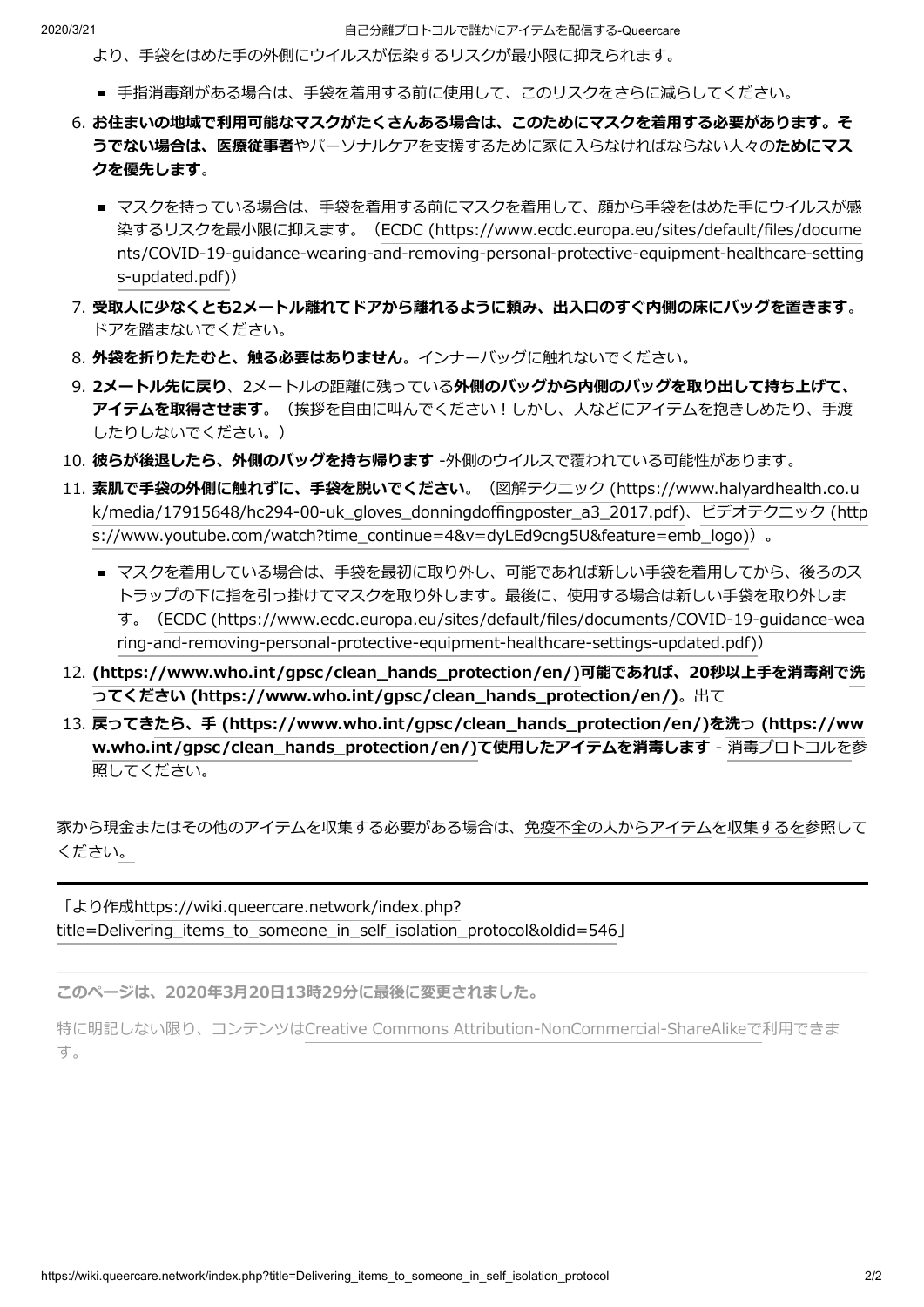より、手袋をはめた手の外側にウイルスが伝染するリスクが最小限に抑えられます。

- 手指消毒剤がある場合は、手袋を着用する前に使用して、このリスクをさらに減らしてください。

6. **お住まいの地域で利用可能なマスクがたくさんある場合は、このためにマスクを着用する必要があります。そうでない場合は、医療従事者**やパーソナルケアを支援するために家に入らなければならない人々の**ためにマスクを優先します**。
   - マスクを持っている場合は、手袋を着用する前にマスクを着用して、顔から手袋をはめた手にウイルスが感染するリスクを最小限に抑えます。（ECDC (https://www.ecdc.europa.eu/sites/default/files/documents/COVID-19-guidance-wearing-and-removing-personal-protective-equipment-healthcare-settings-updated.pdf)）
7. **受取人に少なくとも2メートル離れてドアから離れるように頼み、出入口のすぐ内側の床にバッグを置きます**。ドアを踏まないでください。
8. **外袋を折りたたむと、触る必要はありません**。インナーバッグに触れないでください。
9. **2メートル先に戻り**、2メートルの距離に残っている**外側のバッグから内側のバッグを取り出して持ち上げて、アイテムを取得させます**。（挨拶を自由に叫んでください！しかし、人などにアイテムを抱きしめたり、手渡したりしないでください。）
10. **彼らが後退したら、外側のバッグを持ち帰ります** -外側のウイルスで覆われている可能性があります。
11. **素肌で手袋の外側に触れずに、手袋を脱いでください**。（図解テクニック (https://www.halyardhealth.co.uk/media/17915648/hc294-00-uk_gloves_donningdoffingposter_a3_2017.pdf)、ビデオテクニック (https://www.youtube.com/watch?time_continue=4&v=dyLEd9cng5U&feature=emb_logo)）。
    - マスクを着用している場合は、手袋を最初に取り外し、可能であれば新しい手袋を着用してから、後ろのストラップの下に指を引っ掛けてマスクを取り外します。最後に、使用する場合は新しい手袋を取り外します。（ECDC (https://www.ecdc.europa.eu/sites/default/files/documents/COVID-19-guidance-wearing-and-removing-personal-protective-equipment-healthcare-settings-updated.pdf)）
12. **(https://www.who.int/gpsc/clean_hands_protection/en/)可能であれば、20秒以上手を消毒剤で洗ってください (https://www.who.int/gpsc/clean_hands_protection/en/)**。出て
13. **戻ってきたら、手 (https://www.who.int/gpsc/clean_hands_protection/en/)を洗う (https://www.who.int/gpsc/clean_hands_protection/en/)て使用したアイテムを消毒します** - 消毒プロトコルを参照してください。

家から現金またはその他のアイテムを収集する必要がある場合は、免疫不全の人からアイテムを収集するを参照してください。

---

「より作成https://wiki.queercare.network/index.php?title=Delivering_items_to_someone_in_self_isolation_protocol&oldid=546」

**このページは、2020年3月20日13時29分に最後に変更されました。**

特に明記しない限り、コンテンツはCreative Commons Attribution-NonCommercial-ShareAlikeで利用できます。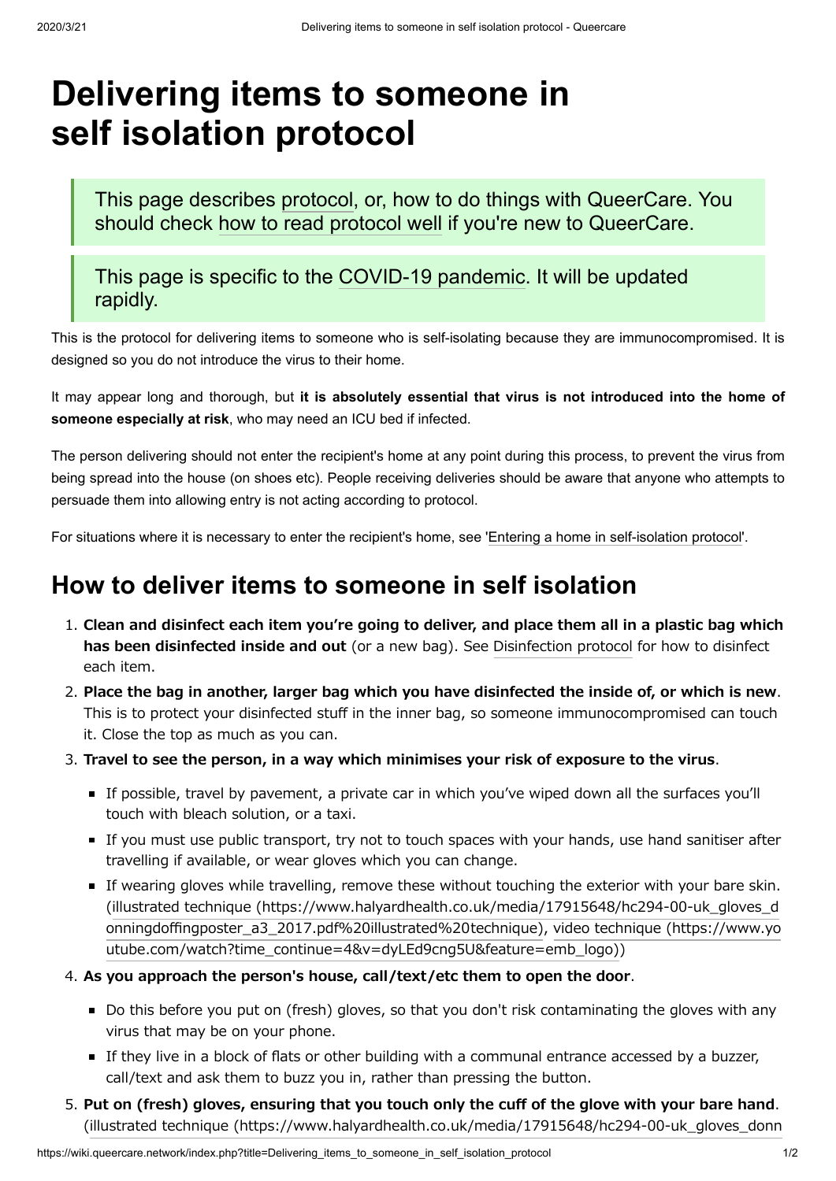// Delivering items to someone in self isolation protocol

> This page describes protocol, or, how to do things with QueerCare. You should check how to read protocol well if you're new to QueerCare.

> This page is specific to the COVID-19 pandemic. It will be updated rapidly.

This is the protocol for delivering items to someone who is self-isolating because they are immunocompromised. It is designed so you do not introduce the virus to their home.

It may appear long and thorough, but **it is absolutely essential that virus is not introduced into the home of someone especially at risk**, who may need an ICU bed if infected.

The person delivering should not enter the recipient's home at any point during this process, to prevent the virus from being spread into the house (on shoes etc). People receiving deliveries should be aware that anyone who attempts to persuade them into allowing entry is not acting according to protocol.

For situations where it is necessary to enter the recipient's home, see 'Entering a home in self-isolation protocol'.

## How to deliver items to someone in self isolation

1. **Clean and disinfect each item you're going to deliver, and place them all in a plastic bag which has been disinfected inside and out** (or a new bag). See Disinfection protocol for how to disinfect each item.
2. **Place the bag in another, larger bag which you have disinfected the inside of, or which is new**. This is to protect your disinfected stuff in the inner bag, so someone immunocompromised can touch it. Close the top as much as you can.
3. **Travel to see the person, in a way which minimises your risk of exposure to the virus**.
   - If possible, travel by pavement, a private car in which you've wiped down all the surfaces you'll touch with bleach solution, or a taxi.
   - If you must use public transport, try not to touch spaces with your hands, use hand sanitiser after travelling if available, or wear gloves which you can change.
   - If wearing gloves while travelling, remove these without touching the exterior with your bare skin. (illustrated technique (https://www.halyardhealth.co.uk/media/17915648/hc294-00-uk_gloves_donningdoffingposter_a3_2017.pdf%20illustrated%20technique), video technique (https://www.youtube.com/watch?time_continue=4&v=dyLEd9cng5U&feature=emb_logo))
4. **As you approach the person's house, call/text/etc them to open the door**.
   - Do this before you put on (fresh) gloves, so that you don't risk contaminating the gloves with any virus that may be on your phone.
   - If they live in a block of flats or other building with a communal entrance accessed by a buzzer, call/text and ask them to buzz you in, rather than pressing the button.
5. **Put on (fresh) gloves, ensuring that you touch only the cuff of the glove with your bare hand**. (illustrated technique (https://www.halyardhealth.co.uk/media/17915648/hc294-00-uk_gloves_donn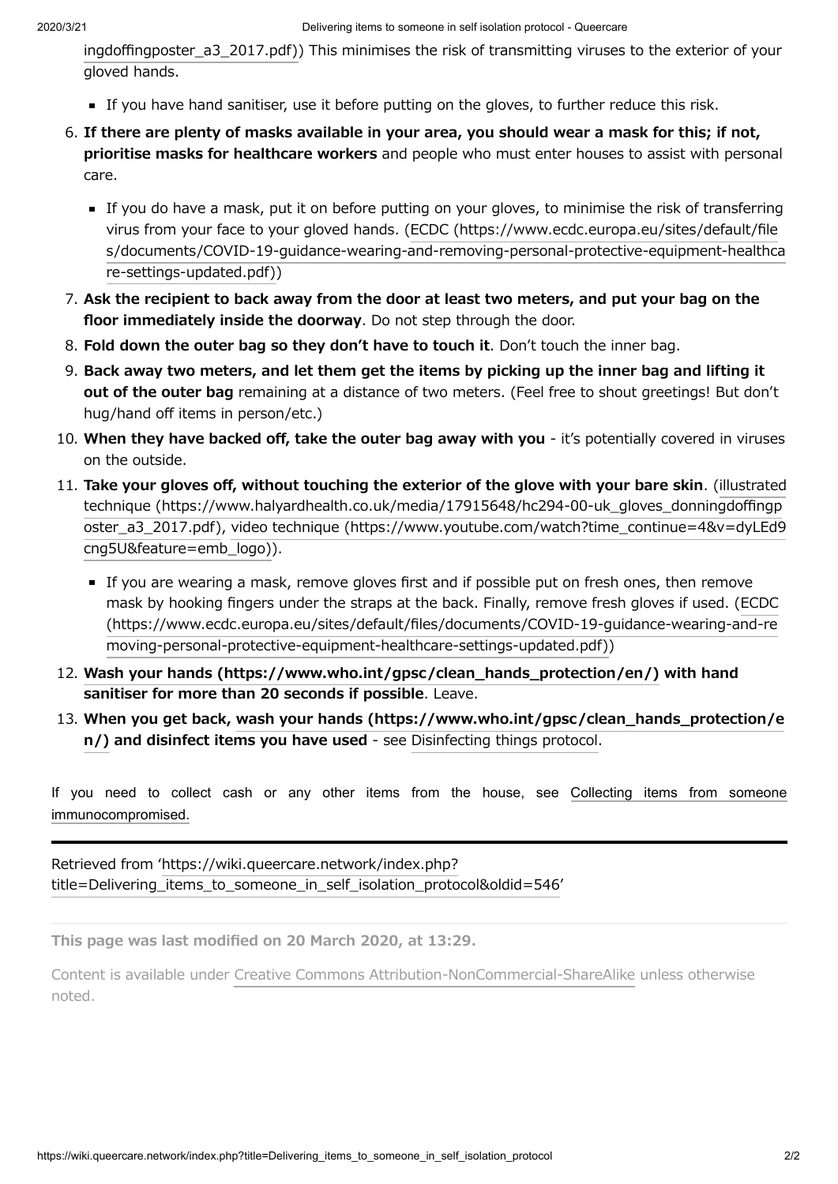ingdoffingposter_a3_2017.pdf)) This minimises the risk of transmitting viruses to the exterior of your gloved hands.

- If you have hand sanitiser, use it before putting on the gloves, to further reduce this risk.

6. **If there are plenty of masks available in your area, you should wear a mask for this; if not, prioritise masks for healthcare workers** and people who must enter houses to assist with personal care.
   - If you do have a mask, put it on before putting on your gloves, to minimise the risk of transferring virus from your face to your gloved hands. (ECDC (https://www.ecdc.europa.eu/sites/default/files/documents/COVID-19-guidance-wearing-and-removing-personal-protective-equipment-healthcare-settings-updated.pdf))
7. **Ask the recipient to back away from the door at least two meters, and put your bag on the floor immediately inside the doorway**. Do not step through the door.
8. **Fold down the outer bag so they don't have to touch it**. Don't touch the inner bag.
9. **Back away two meters, and let them get the items by picking up the inner bag and lifting it out of the outer bag** remaining at a distance of two meters. (Feel free to shout greetings! But don't hug/hand off items in person/etc.)
10. **When they have backed off, take the outer bag away with you** - it's potentially covered in viruses on the outside.
11. **Take your gloves off, without touching the exterior of the glove with your bare skin**. (illustrated technique (https://www.halyardhealth.co.uk/media/17915648/hc294-00-uk_gloves_donningdoffingposter_a3_2017.pdf), video technique (https://www.youtube.com/watch?time_continue=4&v=dyLEd9cng5U&feature=emb_logo)).
   - If you are wearing a mask, remove gloves first and if possible put on fresh ones, then remove mask by hooking fingers under the straps at the back. Finally, remove fresh gloves if used. (ECDC (https://www.ecdc.europa.eu/sites/default/files/documents/COVID-19-guidance-wearing-and-removing-personal-protective-equipment-healthcare-settings-updated.pdf))
12. **Wash your hands (https://www.who.int/gpsc/clean_hands_protection/en/) with hand sanitiser for more than 20 seconds if possible**. Leave.
13. **When you get back, wash your hands (https://www.who.int/gpsc/clean_hands_protection/en/) and disinfect items you have used** - see Disinfecting things protocol.

If you need to collect cash or any other items from the house, see Collecting items from someone immunocompromised.

---

Retrieved from 'https://wiki.queercare.network/index.php?title=Delivering_items_to_someone_in_self_isolation_protocol&oldid=546'

This page was last modified on 20 March 2020, at 13:29.

Content is available under Creative Commons Attribution-NonCommercial-ShareAlike unless otherwise noted.